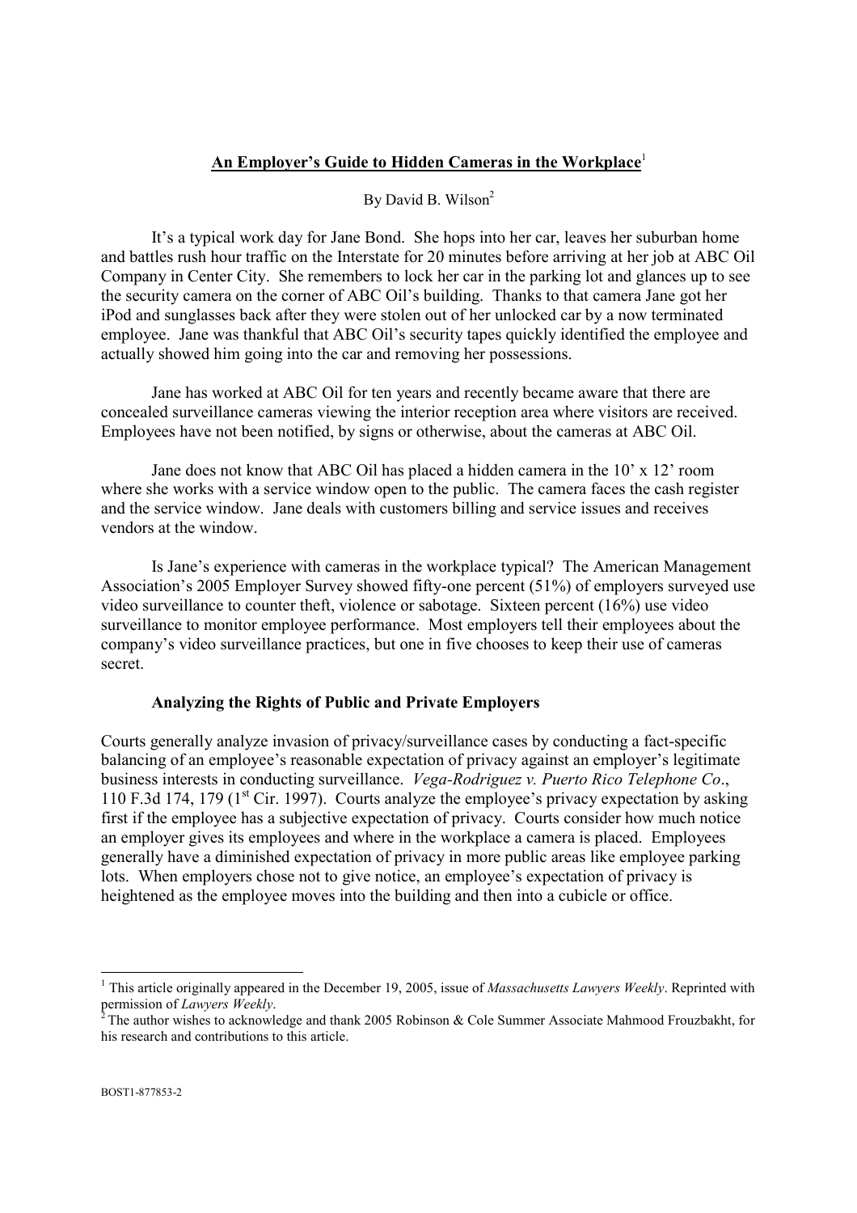# An Employer's Guide to Hidden Cameras in the Workplace[1]

By David B. Wilson[2]

It's a typical work day for Jane Bond. She hops into her car, leaves her suburban home and battles rush hour traffic on the Interstate for 20 minutes before arriving at her job at ABC Oil Company in Center City. She remembers to lock her car in the parking lot and glances up to see the security camera on the corner of ABC Oil's building. Thanks to that camera Jane got her iPod and sunglasses back after they were stolen out of her unlocked car by a now terminated employee. Jane was thankful that ABC Oil's security tapes quickly identified the employee and actually showed him going into the car and removing her possessions.

Jane has worked at ABC Oil for ten years and recently became aware that there are concealed surveillance cameras viewing the interior reception area where visitors are received. Employees have not been notified, by signs or otherwise, about the cameras at ABC Oil.

Jane does not know that ABC Oil has placed a hidden camera in the 10' x 12' room where she works with a service window open to the public. The camera faces the cash register and the service window. Jane deals with customers billing and service issues and receives vendors at the window.

Is Jane's experience with cameras in the workplace typical? The American Management Association's 2005 Employer Survey showed fifty-one percent (51%) of employers surveyed use video surveillance to counter theft, violence or sabotage. Sixteen percent (16%) use video surveillance to monitor employee performance. Most employers tell their employees about the company's video surveillance practices, but one in five chooses to keep their use of cameras secret.

## Analyzing the Rights of Public and Private Employers

Courts generally analyze invasion of privacy/surveillance cases by conducting a fact-specific balancing of an employee's reasonable expectation of privacy against an employer's legitimate business interests in conducting surveillance. *Vega-Rodriguez v. Puerto Rico Telephone Co*., 110 F.3d 174, 179 (1st Cir. 1997). Courts analyze the employee's privacy expectation by asking first if the employee has a subjective expectation of privacy. Courts consider how much notice an employer gives its employees and where in the workplace a camera is placed. Employees generally have a diminished expectation of privacy in more public areas like employee parking lots. When employers chose not to give notice, an employee's expectation of privacy is heightened as the employee moves into the building and then into a cubicle or office.

---

[1] This article originally appeared in the December 19, 2005, issue of *Massachusetts Lawyers Weekly*. Reprinted with permission of *Lawyers Weekly*.

[2] The author wishes to acknowledge and thank 2005 Robinson & Cole Summer Associate Mahmood Frouzbakht, for his research and contributions to this article.

BOST1-877853-2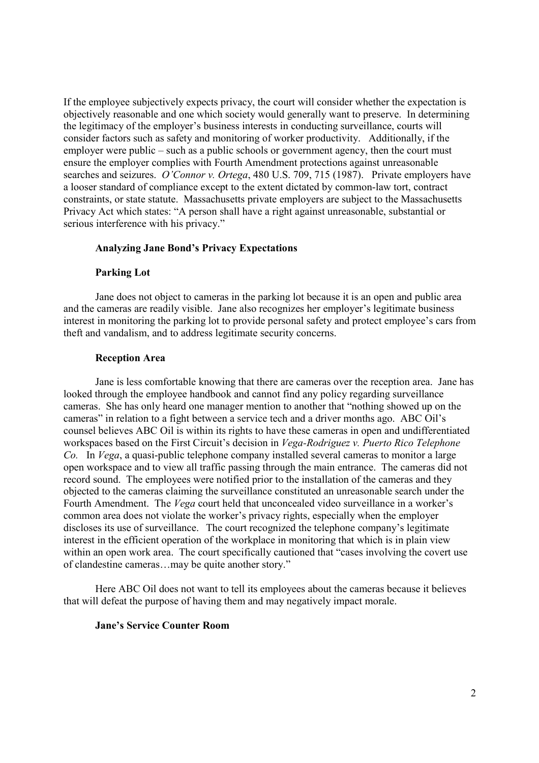If the employee subjectively expects privacy, the court will consider whether the expectation is objectively reasonable and one which society would generally want to preserve. In determining the legitimacy of the employer's business interests in conducting surveillance, courts will consider factors such as safety and monitoring of worker productivity. Additionally, if the employer were public – such as a public schools or government agency, then the court must ensure the employer complies with Fourth Amendment protections against unreasonable searches and seizures. *O'Connor v. Ortega*, 480 U.S. 709, 715 (1987). Private employers have a looser standard of compliance except to the extent dictated by common-law tort, contract constraints, or state statute. Massachusetts private employers are subject to the Massachusetts Privacy Act which states: "A person shall have a right against unreasonable, substantial or serious interference with his privacy."

### Analyzing Jane Bond's Privacy Expectations

#### Parking Lot

Jane does not object to cameras in the parking lot because it is an open and public area and the cameras are readily visible. Jane also recognizes her employer's legitimate business interest in monitoring the parking lot to provide personal safety and protect employee's cars from theft and vandalism, and to address legitimate security concerns.

#### Reception Area

Jane is less comfortable knowing that there are cameras over the reception area. Jane has looked through the employee handbook and cannot find any policy regarding surveillance cameras. She has only heard one manager mention to another that "nothing showed up on the cameras" in relation to a fight between a service tech and a driver months ago. ABC Oil's counsel believes ABC Oil is within its rights to have these cameras in open and undifferentiated workspaces based on the First Circuit's decision in *Vega-Rodriguez v. Puerto Rico Telephone Co.* In *Vega*, a quasi-public telephone company installed several cameras to monitor a large open workspace and to view all traffic passing through the main entrance. The cameras did not record sound. The employees were notified prior to the installation of the cameras and they objected to the cameras claiming the surveillance constituted an unreasonable search under the Fourth Amendment. The *Vega* court held that unconcealed video surveillance in a worker's common area does not violate the worker's privacy rights, especially when the employer discloses its use of surveillance. The court recognized the telephone company's legitimate interest in the efficient operation of the workplace in monitoring that which is in plain view within an open work area. The court specifically cautioned that "cases involving the covert use of clandestine cameras…may be quite another story."

Here ABC Oil does not want to tell its employees about the cameras because it believes that will defeat the purpose of having them and may negatively impact morale.

#### Jane's Service Counter Room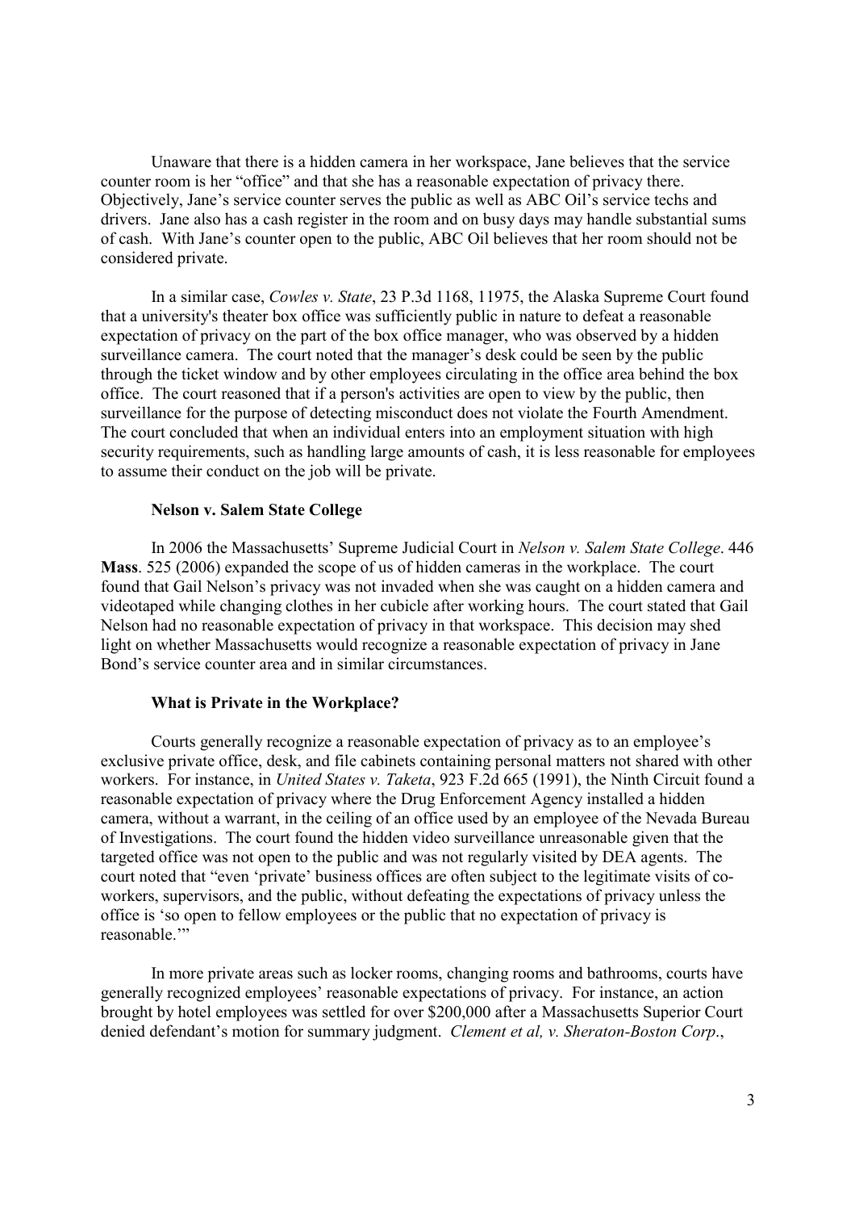Unaware that there is a hidden camera in her workspace, Jane believes that the service counter room is her "office" and that she has a reasonable expectation of privacy there. Objectively, Jane's service counter serves the public as well as ABC Oil's service techs and drivers. Jane also has a cash register in the room and on busy days may handle substantial sums of cash. With Jane's counter open to the public, ABC Oil believes that her room should not be considered private.

In a similar case, *Cowles v. State*, 23 P.3d 1168, 11975, the Alaska Supreme Court found that a university's theater box office was sufficiently public in nature to defeat a reasonable expectation of privacy on the part of the box office manager, who was observed by a hidden surveillance camera. The court noted that the manager's desk could be seen by the public through the ticket window and by other employees circulating in the office area behind the box office. The court reasoned that if a person's activities are open to view by the public, then surveillance for the purpose of detecting misconduct does not violate the Fourth Amendment. The court concluded that when an individual enters into an employment situation with high security requirements, such as handling large amounts of cash, it is less reasonable for employees to assume their conduct on the job will be private.

**Nelson v. Salem State College**

In 2006 the Massachusetts' Supreme Judicial Court in *Nelson v. Salem State College*. 446 **Mass**. 525 (2006) expanded the scope of us of hidden cameras in the workplace. The court found that Gail Nelson's privacy was not invaded when she was caught on a hidden camera and videotaped while changing clothes in her cubicle after working hours. The court stated that Gail Nelson had no reasonable expectation of privacy in that workspace. This decision may shed light on whether Massachusetts would recognize a reasonable expectation of privacy in Jane Bond's service counter area and in similar circumstances.

**What is Private in the Workplace?**

Courts generally recognize a reasonable expectation of privacy as to an employee's exclusive private office, desk, and file cabinets containing personal matters not shared with other workers. For instance, in *United States v. Taketa*, 923 F.2d 665 (1991), the Ninth Circuit found a reasonable expectation of privacy where the Drug Enforcement Agency installed a hidden camera, without a warrant, in the ceiling of an office used by an employee of the Nevada Bureau of Investigations. The court found the hidden video surveillance unreasonable given that the targeted office was not open to the public and was not regularly visited by DEA agents. The court noted that "even 'private' business offices are often subject to the legitimate visits of co-workers, supervisors, and the public, without defeating the expectations of privacy unless the office is 'so open to fellow employees or the public that no expectation of privacy is reasonable.'"

In more private areas such as locker rooms, changing rooms and bathrooms, courts have generally recognized employees' reasonable expectations of privacy. For instance, an action brought by hotel employees was settled for over $200,000 after a Massachusetts Superior Court denied defendant's motion for summary judgment. *Clement et al, v. Sheraton-Boston Corp*.,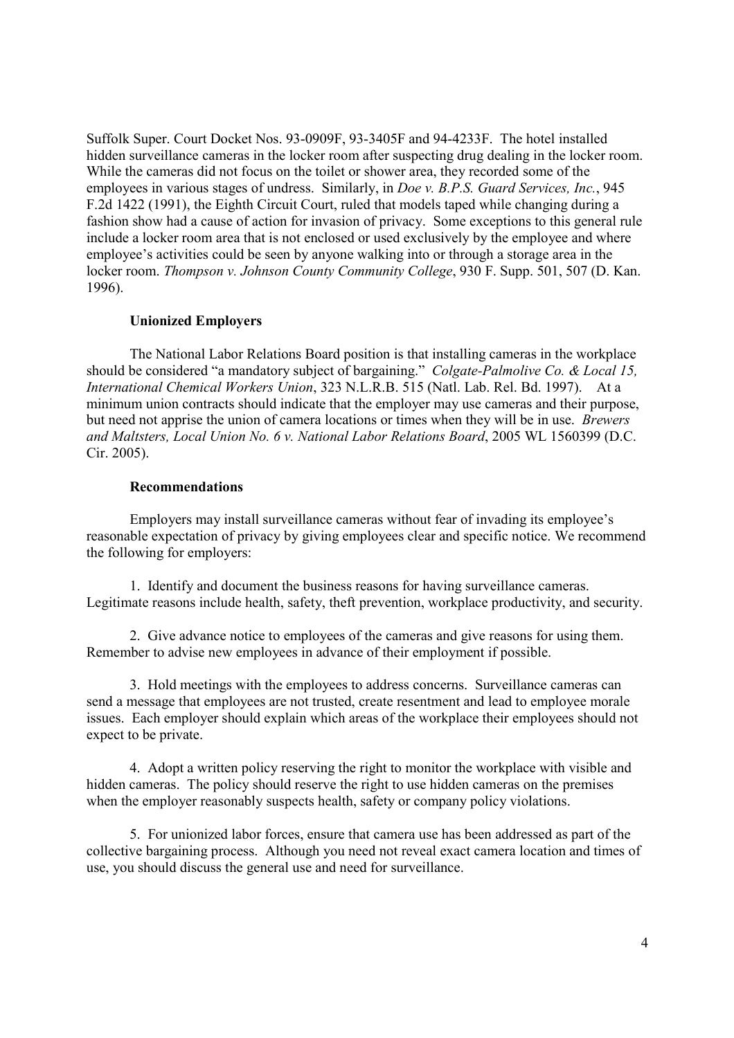Suffolk Super. Court Docket Nos. 93-0909F, 93-3405F and 94-4233F. The hotel installed hidden surveillance cameras in the locker room after suspecting drug dealing in the locker room. While the cameras did not focus on the toilet or shower area, they recorded some of the employees in various stages of undress. Similarly, in *Doe v. B.P.S. Guard Services, Inc.*, 945 F.2d 1422 (1991), the Eighth Circuit Court, ruled that models taped while changing during a fashion show had a cause of action for invasion of privacy. Some exceptions to this general rule include a locker room area that is not enclosed or used exclusively by the employee and where employee's activities could be seen by anyone walking into or through a storage area in the locker room. *Thompson v. Johnson County Community College*, 930 F. Supp. 501, 507 (D. Kan. 1996).

**Unionized Employers**

The National Labor Relations Board position is that installing cameras in the workplace should be considered "a mandatory subject of bargaining." *Colgate-Palmolive Co. & Local 15, International Chemical Workers Union*, 323 N.L.R.B. 515 (Natl. Lab. Rel. Bd. 1997). At a minimum union contracts should indicate that the employer may use cameras and their purpose, but need not apprise the union of camera locations or times when they will be in use. *Brewers and Maltsters, Local Union No. 6 v. National Labor Relations Board*, 2005 WL 1560399 (D.C. Cir. 2005).

**Recommendations**

Employers may install surveillance cameras without fear of invading its employee's reasonable expectation of privacy by giving employees clear and specific notice. We recommend the following for employers:

1. Identify and document the business reasons for having surveillance cameras. Legitimate reasons include health, safety, theft prevention, workplace productivity, and security.

2. Give advance notice to employees of the cameras and give reasons for using them. Remember to advise new employees in advance of their employment if possible.

3. Hold meetings with the employees to address concerns. Surveillance cameras can send a message that employees are not trusted, create resentment and lead to employee morale issues. Each employer should explain which areas of the workplace their employees should not expect to be private.

4. Adopt a written policy reserving the right to monitor the workplace with visible and hidden cameras. The policy should reserve the right to use hidden cameras on the premises when the employer reasonably suspects health, safety or company policy violations.

5. For unionized labor forces, ensure that camera use has been addressed as part of the collective bargaining process. Although you need not reveal exact camera location and times of use, you should discuss the general use and need for surveillance.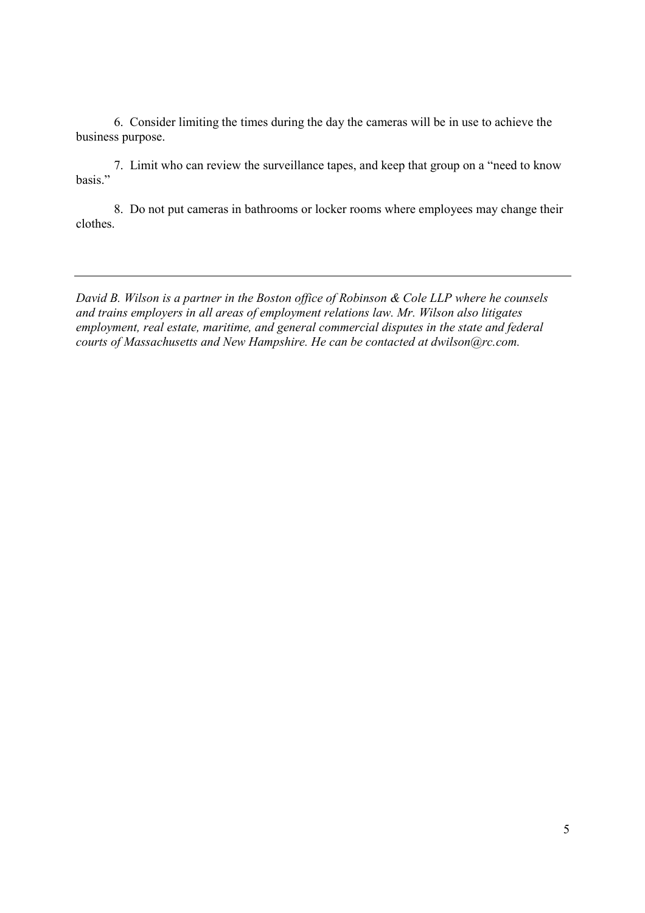6. Consider limiting the times during the day the cameras will be in use to achieve the business purpose.

7. Limit who can review the surveillance tapes, and keep that group on a "need to know basis."

8. Do not put cameras in bathrooms or locker rooms where employees may change their clothes.

---

*David B. Wilson is a partner in the Boston office of Robinson & Cole LLP where he counsels and trains employers in all areas of employment relations law. Mr. Wilson also litigates employment, real estate, maritime, and general commercial disputes in the state and federal courts of Massachusetts and New Hampshire. He can be contacted at dwilson@rc.com.*